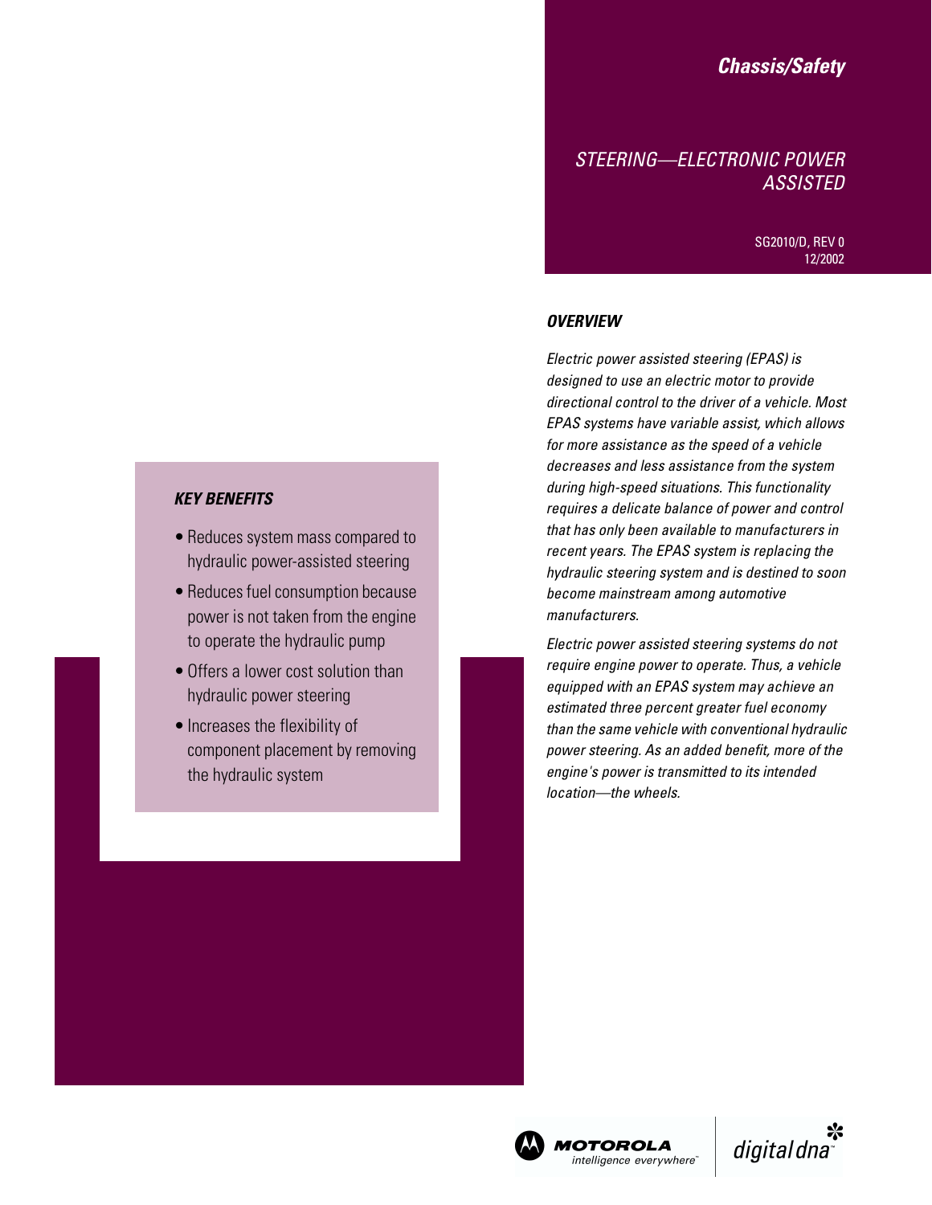**Chassis/Safety**

# STEERING—ELECTRONIC POWER ASSISTED

SG2010/D, REV 0
12/2002

## OVERVIEW

*Electric power assisted steering (EPAS) is designed to use an electric motor to provide directional control to the driver of a vehicle. Most EPAS systems have variable assist, which allows for more assistance as the speed of a vehicle decreases and less assistance from the system during high-speed situations. This functionality requires a delicate balance of power and control that has only been available to manufacturers in recent years. The EPAS system is replacing the hydraulic steering system and is destined to soon become mainstream among automotive manufacturers.*

*Electric power assisted steering systems do not require engine power to operate. Thus, a vehicle equipped with an EPAS system may achieve an estimated three percent greater fuel economy than the same vehicle with conventional hydraulic power steering. As an added benefit, more of the engine's power is transmitted to its intended location—the wheels.*

### KEY BENEFITS

- Reduces system mass compared to hydraulic power-assisted steering
- Reduces fuel consumption because power is not taken from the engine to operate the hydraulic pump
- Offers a lower cost solution than hydraulic power steering
- Increases the flexibility of component placement by removing the hydraulic system

MOTOROLA intelligence everywhere™ | digital dna™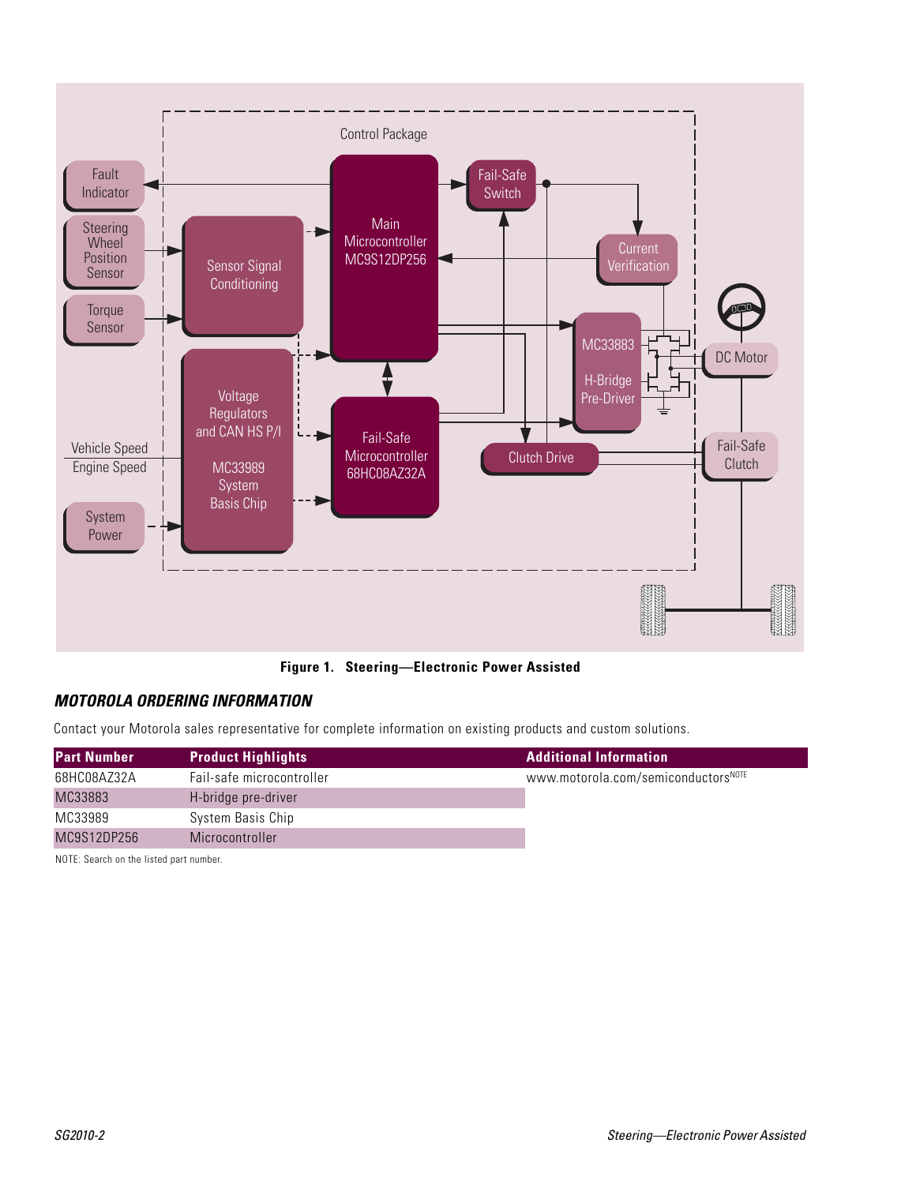Figure 1. Steering—Electronic Power Assisted

## MOTOROLA ORDERING INFORMATION

Contact your Motorola sales representative for complete information on existing products and custom solutions.

| Part Number | Product Highlights | Additional Information |
|---|---|---|
| 68HC08AZ32A | Fail-safe microcontroller | www.motorola.com/semiconductors[NOTE] |
| MC33883 | H-bridge pre-driver | |
| MC33989 | System Basis Chip | |
| MC9S12DP256 | Microcontroller | |

NOTE: Search on the listed part number.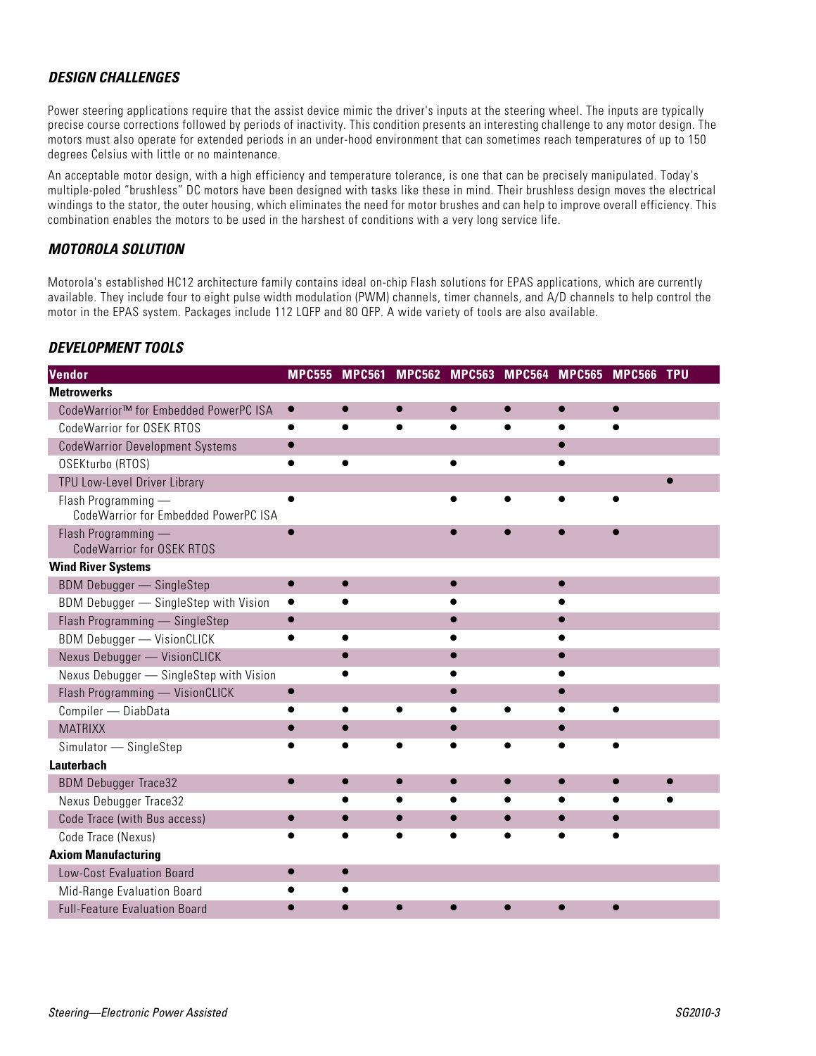### *DESIGN CHALLENGES*

Power steering applications require that the assist device mimic the driver's inputs at the steering wheel. The inputs are typically precise course corrections followed by periods of inactivity. This condition presents an interesting challenge to any motor design. The motors must also operate for extended periods in an under-hood environment that can sometimes reach temperatures of up to 150 degrees Celsius with little or no maintenance.

An acceptable motor design, with a high efficiency and temperature tolerance, is one that can be precisely manipulated. Today's multiple-poled "brushless" DC motors have been designed with tasks like these in mind. Their brushless design moves the electrical windings to the stator, the outer housing, which eliminates the need for motor brushes and can help to improve overall efficiency. This combination enables the motors to be used in the harshest of conditions with a very long service life.

### *MOTOROLA SOLUTION*

Motorola's established HC12 architecture family contains ideal on-chip Flash solutions for EPAS applications, which are currently available. They include four to eight pulse width modulation (PWM) channels, timer channels, and A/D channels to help control the motor in the EPAS system. Packages include 112 LQFP and 80 QFP. A wide variety of tools are also available.

### *DEVELOPMENT TOOLS*

| Vendor | MPC555 | MPC561 | MPC562 | MPC563 | MPC564 | MPC565 | MPC566 | TPU |
|---|---|---|---|---|---|---|---|---|
| **Metrowerks** | | | | | | | | |
| CodeWarrior™ for Embedded PowerPC ISA | ● | ● | ● | ● | ● | ● | ● | |
| CodeWarrior for OSEK RTOS | ● | ● | ● | ● | ● | ● | ● | |
| CodeWarrior Development Systems | ● | | | | | ● | | |
| OSEKturbo (RTOS) | ● | ● | | ● | | ● | | |
| TPU Low-Level Driver Library | | | | | | | | ● |
| Flash Programming — CodeWarrior for Embedded PowerPC ISA | ● | | | ● | ● | ● | ● | |
| Flash Programming — CodeWarrior for OSEK RTOS | ● | | | ● | ● | ● | ● | |
| **Wind River Systems** | | | | | | | | |
| BDM Debugger — SingleStep | ● | ● | | ● | | ● | | |
| BDM Debugger — SingleStep with Vision | ● | ● | | ● | | ● | | |
| Flash Programming — SingleStep | ● | | | ● | | ● | | |
| BDM Debugger — VisionCLICK | ● | ● | | ● | | ● | | |
| Nexus Debugger — VisionCLICK | | ● | | ● | | ● | | |
| Nexus Debugger — SingleStep with Vision | | ● | | ● | | ● | | |
| Flash Programming — VisionCLICK | ● | | | ● | | ● | | |
| Compiler — DiabData | ● | ● | ● | ● | ● | ● | ● | |
| MATRIXX | ● | ● | | ● | | ● | | |
| Simulator — SingleStep | ● | ● | ● | ● | ● | ● | ● | |
| **Lauterbach** | | | | | | | | |
| BDM Debugger Trace32 | ● | ● | ● | ● | ● | ● | ● | ● |
| Nexus Debugger Trace32 | | ● | ● | ● | ● | ● | ● | ● |
| Code Trace (with Bus access) | ● | ● | ● | ● | ● | ● | ● | |
| Code Trace (Nexus) | ● | ● | ● | ● | ● | ● | ● | |
| **Axiom Manufacturing** | | | | | | | | |
| Low-Cost Evaluation Board | ● | ● | | | | | | |
| Mid-Range Evaluation Board | ● | ● | | | | | | |
| Full-Feature Evaluation Board | ● | ● | ● | ● | ● | ● | ● | |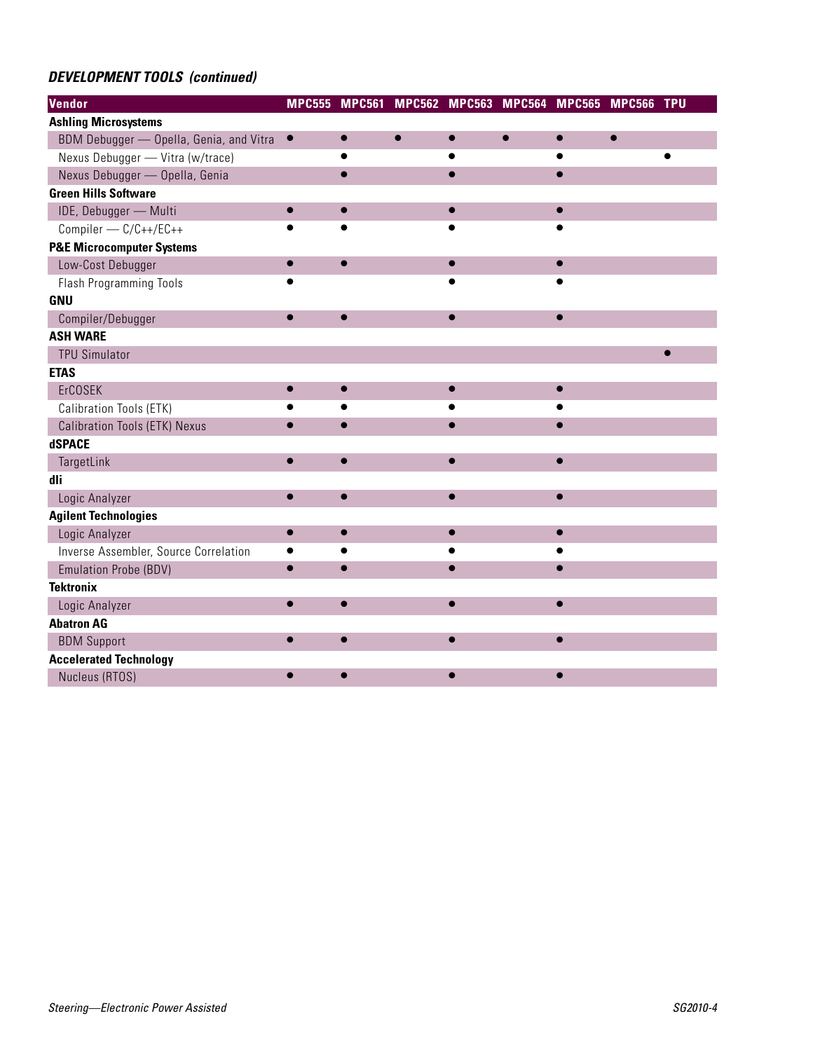## *DEVELOPMENT TOOLS (continued)*

| Vendor | MPC555 | MPC561 | MPC562 | MPC563 | MPC564 | MPC565 | MPC566 | TPU |
|---|---|---|---|---|---|---|---|---|
| **Ashling Microsystems** | | | | | | | | |
| BDM Debugger — Opella, Genia, and Vitra | ● | ● | ● | ● | ● | ● | ● | |
| Nexus Debugger — Vitra (w/trace) | | ● | | ● | | ● | | ● |
| Nexus Debugger — Opella, Genia | | ● | | ● | | ● | | |
| **Green Hills Software** | | | | | | | | |
| IDE, Debugger — Multi | ● | ● | | ● | | ● | | |
| Compiler — C/C++/EC++ | ● | ● | | ● | | ● | | |
| **P&E Microcomputer Systems** | | | | | | | | |
| Low-Cost Debugger | ● | ● | | ● | | ● | | |
| Flash Programming Tools | ● | | | ● | | ● | | |
| **GNU** | | | | | | | | |
| Compiler/Debugger | ● | ● | | ● | | ● | | |
| **ASH WARE** | | | | | | | | |
| TPU Simulator | | | | | | | | ● |
| **ETAS** | | | | | | | | |
| ErCOSEK | ● | ● | | ● | | ● | | |
| Calibration Tools (ETK) | ● | ● | | ● | | ● | | |
| Calibration Tools (ETK) Nexus | ● | ● | | ● | | ● | | |
| **dSPACE** | | | | | | | | |
| TargetLink | ● | ● | | ● | | ● | | |
| **dli** | | | | | | | | |
| Logic Analyzer | ● | ● | | ● | | ● | | |
| **Agilent Technologies** | | | | | | | | |
| Logic Analyzer | ● | ● | | ● | | ● | | |
| Inverse Assembler, Source Correlation | ● | ● | | ● | | ● | | |
| Emulation Probe (BDV) | ● | ● | | ● | | ● | | |
| **Tektronix** | | | | | | | | |
| Logic Analyzer | ● | ● | | ● | | ● | | |
| **Abatron AG** | | | | | | | | |
| BDM Support | ● | ● | | ● | | ● | | |
| **Accelerated Technology** | | | | | | | | |
| Nucleus (RTOS) | ● | ● | | ● | | ● | | |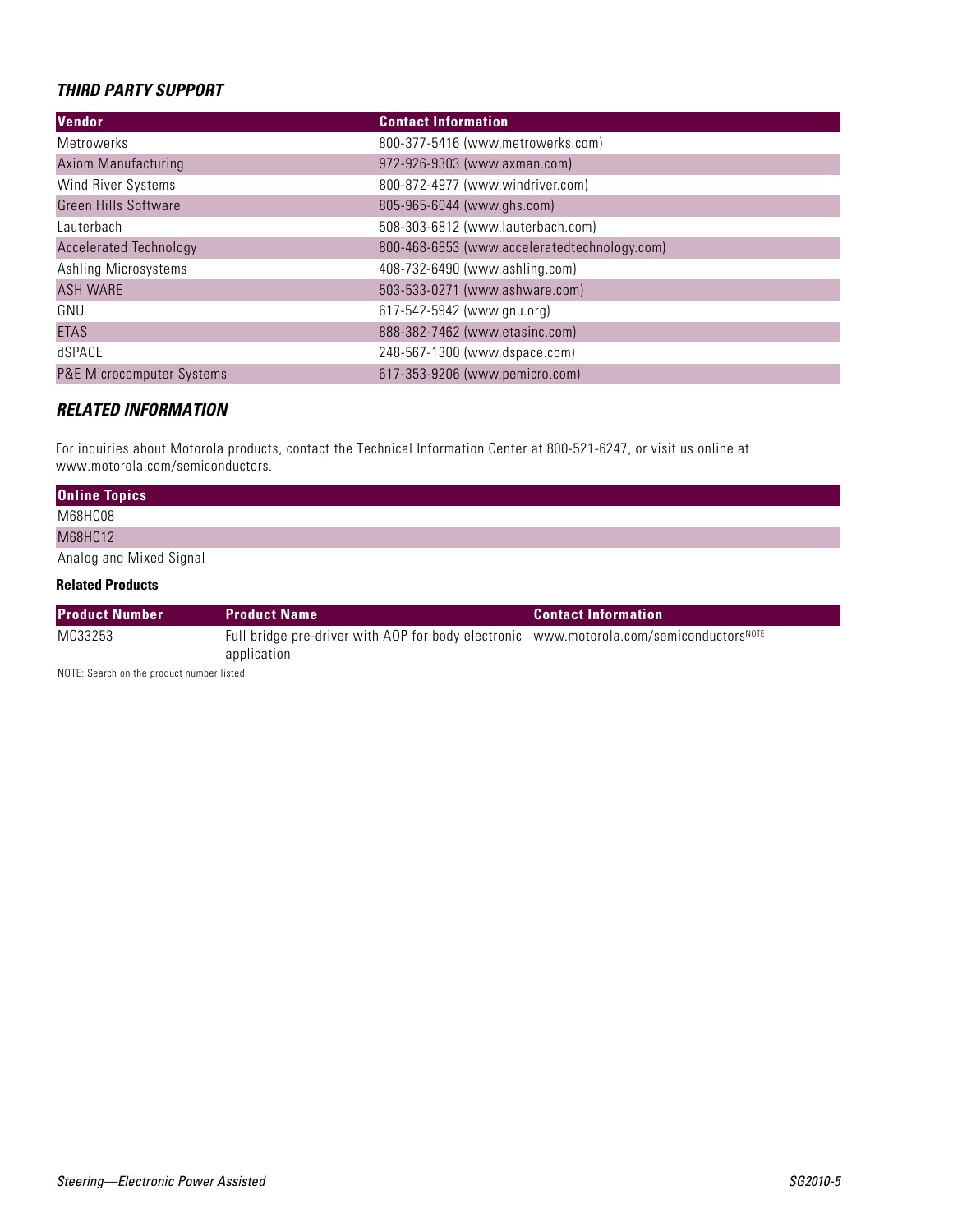### *THIRD PARTY SUPPORT*

| Vendor | Contact Information |
|---|---|
| Metrowerks | 800-377-5416 (www.metrowerks.com) |
| Axiom Manufacturing | 972-926-9303 (www.axman.com) |
| Wind River Systems | 800-872-4977 (www.windriver.com) |
| Green Hills Software | 805-965-6044 (www.ghs.com) |
| Lauterbach | 508-303-6812 (www.lauterbach.com) |
| Accelerated Technology | 800-468-6853 (www.acceleratedtechnology.com) |
| Ashling Microsystems | 408-732-6490 (www.ashling.com) |
| ASH WARE | 503-533-0271 (www.ashware.com) |
| GNU | 617-542-5942 (www.gnu.org) |
| ETAS | 888-382-7462 (www.etasinc.com) |
| dSPACE | 248-567-1300 (www.dspace.com) |
| P&E Microcomputer Systems | 617-353-9206 (www.pemicro.com) |

### *RELATED INFORMATION*

For inquiries about Motorola products, contact the Technical Information Center at 800-521-6247, or visit us online at www.motorola.com/semiconductors.

| Online Topics |
|---|
| M68HC08 |
| M68HC12 |
| Analog and Mixed Signal |

**Related Products**

| Product Number | Product Name | Contact Information |
|---|---|---|
| MC33253 | Full bridge pre-driver with AOP for body electronic application | www.motorola.com/semiconductors[NOTE] |

NOTE: Search on the product number listed.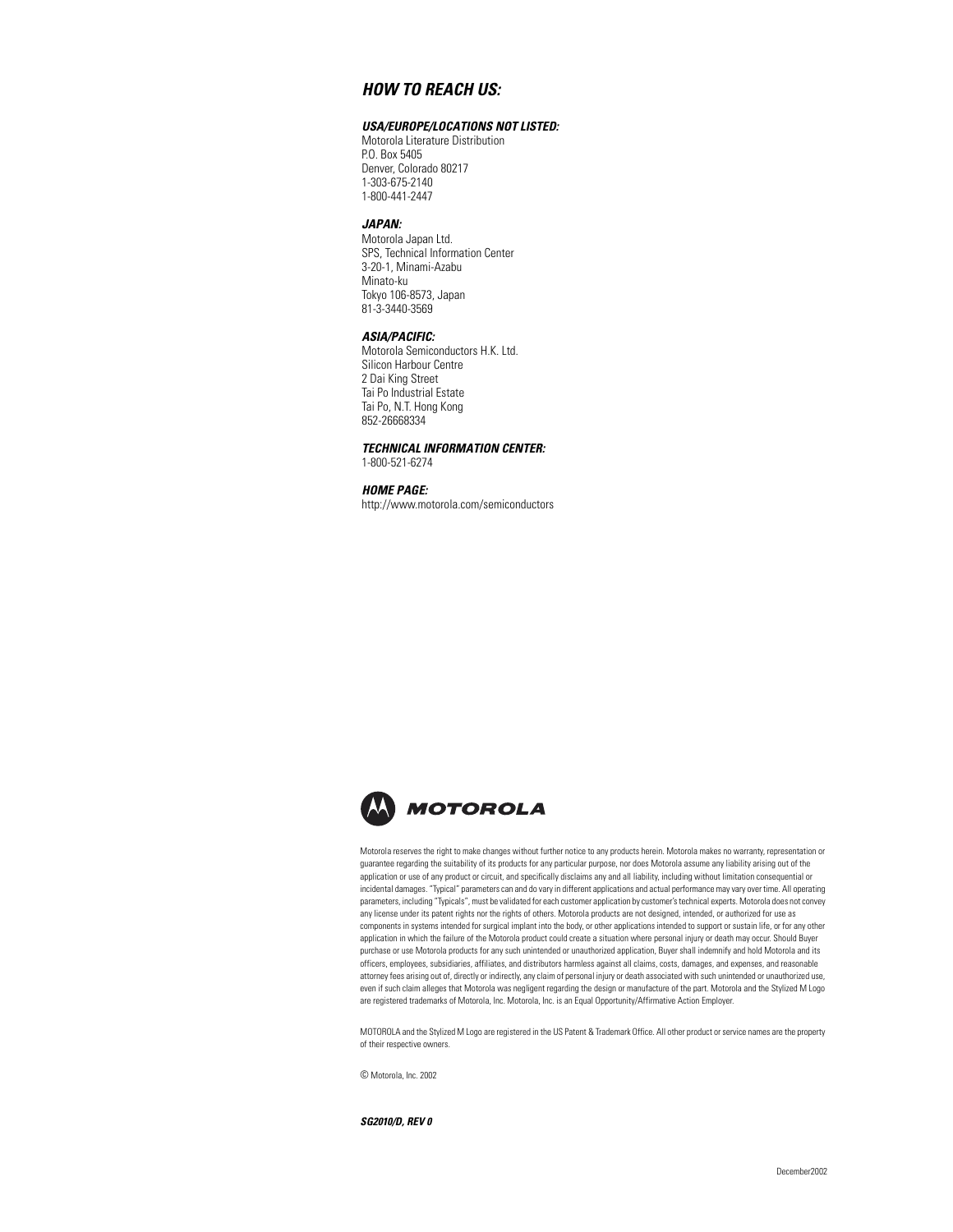## *HOW TO REACH US:*

***USA/EUROPE/LOCATIONS NOT LISTED:***
Motorola Literature Distribution
P.O. Box 5405
Denver, Colorado 80217
1-303-675-2140
1-800-441-2447

***JAPAN:***
Motorola Japan Ltd.
SPS, Technical Information Center
3-20-1, Minami-Azabu
Minato-ku
Tokyo 106-8573, Japan
81-3-3440-3569

***ASIA/PACIFIC:***
Motorola Semiconductors H.K. Ltd.
Silicon Harbour Centre
2 Dai King Street
Tai Po Industrial Estate
Tai Po, N.T. Hong Kong
852-26668334

***TECHNICAL INFORMATION CENTER:***
1-800-521-6274

***HOME PAGE:***
http://www.motorola.com/semiconductors

**MOTOROLA**

Motorola reserves the right to make changes without further notice to any products herein. Motorola makes no warranty, representation or guarantee regarding the suitability of its products for any particular purpose, nor does Motorola assume any liability arising out of the application or use of any product or circuit, and specifically disclaims any and all liability, including without limitation consequential or incidental damages. "Typical" parameters can and do vary in different applications and actual performance may vary over time. All operating parameters, including "Typicals", must be validated for each customer application by customer's technical experts. Motorola does not convey any license under its patent rights nor the rights of others. Motorola products are not designed, intended, or authorized for use as components in systems intended for surgical implant into the body, or other applications intended to support or sustain life, or for any other application in which the failure of the Motorola product could create a situation where personal injury or death may occur. Should Buyer purchase or use Motorola products for any such unintended or unauthorized application, Buyer shall indemnify and hold Motorola and its officers, employees, subsidiaries, affiliates, and distributors harmless against all claims, costs, damages, and expenses, and reasonable attorney fees arising out of, directly or indirectly, any claim of personal injury or death associated with such unintended or unauthorized use, even if such claim alleges that Motorola was negligent regarding the design or manufacture of the part. Motorola and the Stylized M Logo are registered trademarks of Motorola, Inc. Motorola, Inc. is an Equal Opportunity/Affirmative Action Employer.

MOTOROLA and the Stylized M Logo are registered in the US Patent & Trademark Office. All other product or service names are the property of their respective owners.

© Motorola, Inc. 2002

***SG2010/D, REV 0***

December2002